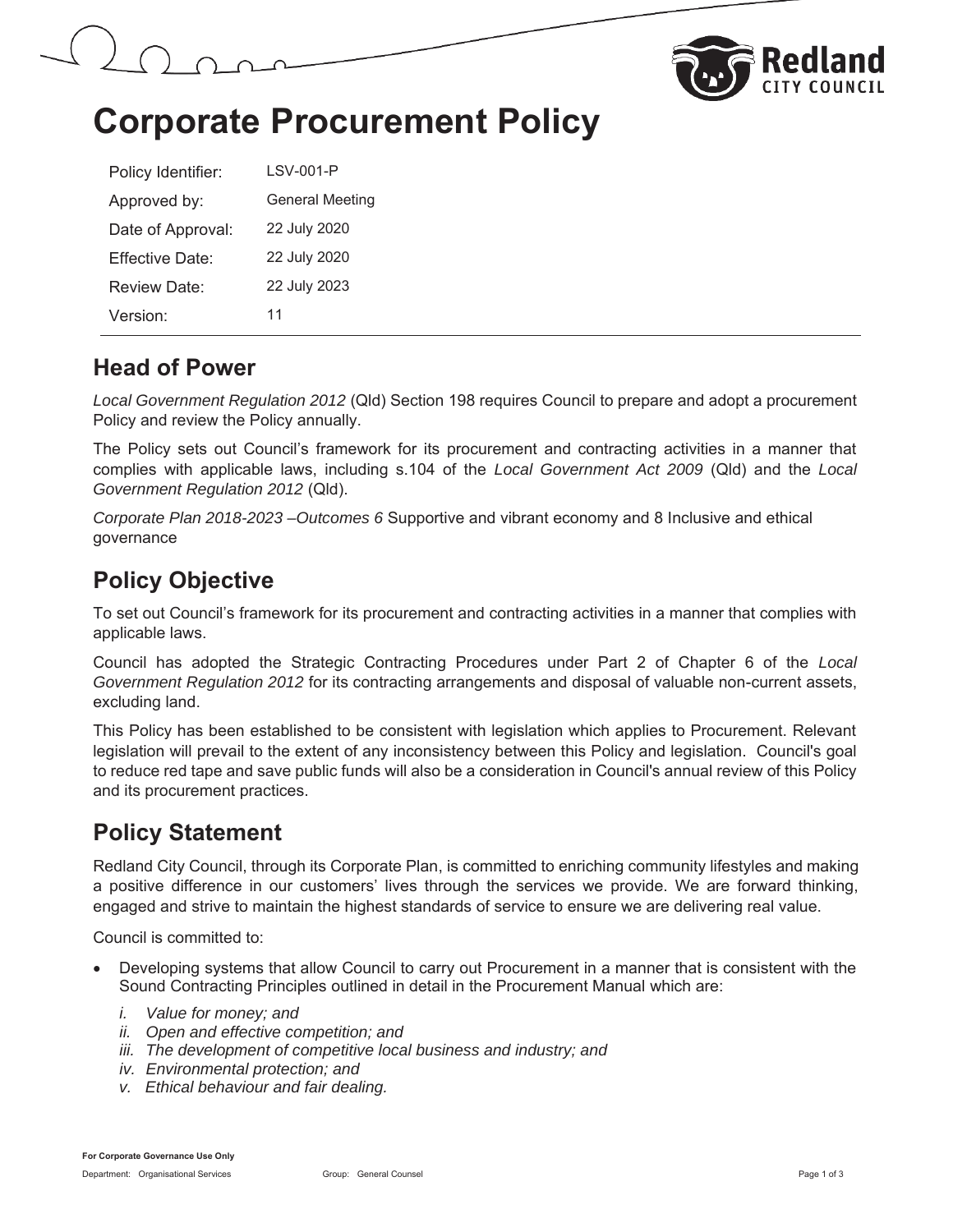# Corporate Procurement Policy

| | |
|---|---|
| Policy Identifier: | LSV-001-P |
| Approved by: | General Meeting |
| Date of Approval: | 22 July 2020 |
| Effective Date: | 22 July 2020 |
| Review Date: | 22 July 2023 |
| Version: | 11 |

## Head of Power

*Local Government Regulation 2012* (Qld) Section 198 requires Council to prepare and adopt a procurement Policy and review the Policy annually.

The Policy sets out Council's framework for its procurement and contracting activities in a manner that complies with applicable laws, including s.104 of the *Local Government Act 2009* (Qld) and the *Local Government Regulation 2012* (Qld).

*Corporate Plan 2018-2023 –Outcomes 6* Supportive and vibrant economy and 8 Inclusive and ethical governance

## Policy Objective

To set out Council's framework for its procurement and contracting activities in a manner that complies with applicable laws.

Council has adopted the Strategic Contracting Procedures under Part 2 of Chapter 6 of the *Local Government Regulation 2012* for its contracting arrangements and disposal of valuable non-current assets, excluding land.

This Policy has been established to be consistent with legislation which applies to Procurement. Relevant legislation will prevail to the extent of any inconsistency between this Policy and legislation. Council's goal to reduce red tape and save public funds will also be a consideration in Council's annual review of this Policy and its procurement practices.

## Policy Statement

Redland City Council, through its Corporate Plan, is committed to enriching community lifestyles and making a positive difference in our customers' lives through the services we provide. We are forward thinking, engaged and strive to maintain the highest standards of service to ensure we are delivering real value.

Council is committed to:

- Developing systems that allow Council to carry out Procurement in a manner that is consistent with the Sound Contracting Principles outlined in detail in the Procurement Manual which are:
  - *i. Value for money; and*
  - *ii. Open and effective competition; and*
  - *iii. The development of competitive local business and industry; and*
  - *iv. Environmental protection; and*
  - *v. Ethical behaviour and fair dealing.*

**For Corporate Governance Use Only**

Department: Organisational Services Group: General Counsel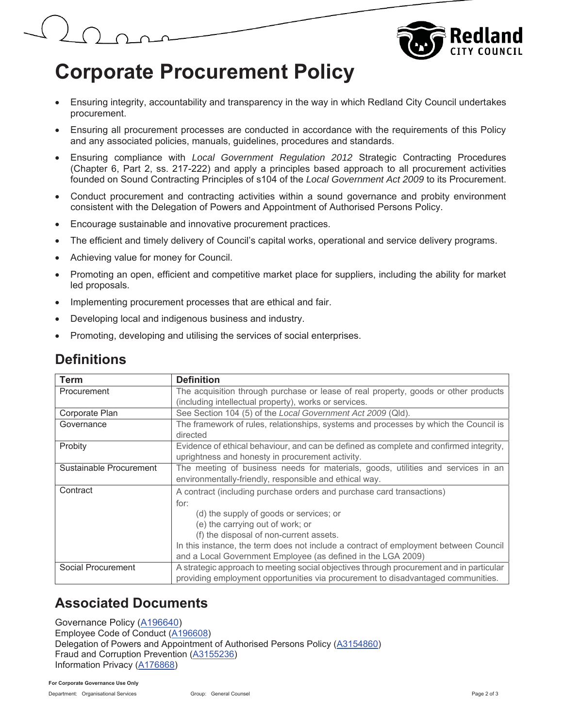# Corporate Procurement Policy

- Ensuring integrity, accountability and transparency in the way in which Redland City Council undertakes procurement.
- Ensuring all procurement processes are conducted in accordance with the requirements of this Policy and any associated policies, manuals, guidelines, procedures and standards.
- Ensuring compliance with *Local Government Regulation 2012* Strategic Contracting Procedures (Chapter 6, Part 2, ss. 217-222) and apply a principles based approach to all procurement activities founded on Sound Contracting Principles of s104 of the *Local Government Act 2009* to its Procurement.
- Conduct procurement and contracting activities within a sound governance and probity environment consistent with the Delegation of Powers and Appointment of Authorised Persons Policy.
- Encourage sustainable and innovative procurement practices.
- The efficient and timely delivery of Council's capital works, operational and service delivery programs.
- Achieving value for money for Council.
- Promoting an open, efficient and competitive market place for suppliers, including the ability for market led proposals.
- Implementing procurement processes that are ethical and fair.
- Developing local and indigenous business and industry.
- Promoting, developing and utilising the services of social enterprises.

## Definitions

| Term | Definition |
|---|---|
| Procurement | The acquisition through purchase or lease of real property, goods or other products (including intellectual property), works or services. |
| Corporate Plan | See Section 104 (5) of the *Local Government Act 2009* (Qld). |
| Governance | The framework of rules, relationships, systems and processes by which the Council is directed |
| Probity | Evidence of ethical behaviour, and can be defined as complete and confirmed integrity, uprightness and honesty in procurement activity. |
| Sustainable Procurement | The meeting of business needs for materials, goods, utilities and services in an environmentally-friendly, responsible and ethical way. |
| Contract | A contract (including purchase orders and purchase card transactions) for: (d) the supply of goods or services; or (e) the carrying out of work; or (f) the disposal of non-current assets. In this instance, the term does not include a contract of employment between Council and a Local Government Employee (as defined in the LGA 2009) |
| Social Procurement | A strategic approach to meeting social objectives through procurement and in particular providing employment opportunities via procurement to disadvantaged communities. |

## Associated Documents

Governance Policy (A196640)
Employee Code of Conduct (A196608)
Delegation of Powers and Appointment of Authorised Persons Policy (A3154860)
Fraud and Corruption Prevention (A3155236)
Information Privacy (A176868)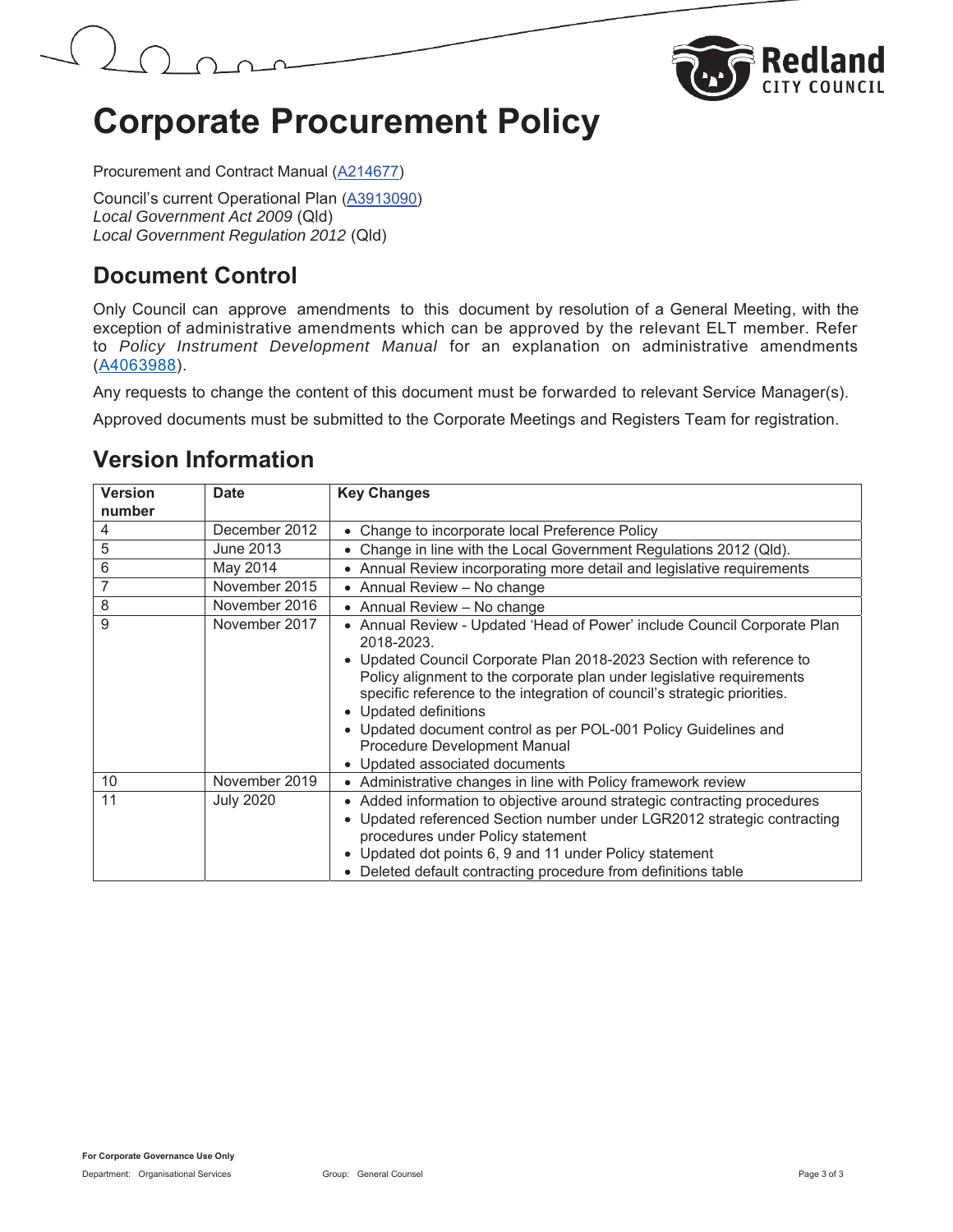# Corporate Procurement Policy

Procurement and Contract Manual (A214677)

Council's current Operational Plan (A3913090)
*Local Government Act 2009* (Qld)
*Local Government Regulation 2012* (Qld)

## Document Control

Only Council can approve amendments to this document by resolution of a General Meeting, with the exception of administrative amendments which can be approved by the relevant ELT member. Refer to *Policy Instrument Development Manual* for an explanation on administrative amendments (A4063988).

Any requests to change the content of this document must be forwarded to relevant Service Manager(s).

Approved documents must be submitted to the Corporate Meetings and Registers Team for registration.

## Version Information

| Version number | Date | Key Changes |
| --- | --- | --- |
| 4 | December 2012 | • Change to incorporate local Preference Policy |
| 5 | June 2013 | • Change in line with the Local Government Regulations 2012 (Qld). |
| 6 | May 2014 | • Annual Review incorporating more detail and legislative requirements |
| 7 | November 2015 | • Annual Review – No change |
| 8 | November 2016 | • Annual Review – No change |
| 9 | November 2017 | • Annual Review - Updated 'Head of Power' include Council Corporate Plan 2018-2023. • Updated Council Corporate Plan 2018-2023 Section with reference to Policy alignment to the corporate plan under legislative requirements specific reference to the integration of council's strategic priorities. • Updated definitions • Updated document control as per POL-001 Policy Guidelines and Procedure Development Manual • Updated associated documents |
| 10 | November 2019 | • Administrative changes in line with Policy framework review |
| 11 | July 2020 | • Added information to objective around strategic contracting procedures • Updated referenced Section number under LGR2012 strategic contracting procedures under Policy statement • Updated dot points 6, 9 and 11 under Policy statement • Deleted default contracting procedure from definitions table |

**For Corporate Governance Use Only**
Department: Organisational Services Group: General Counsel